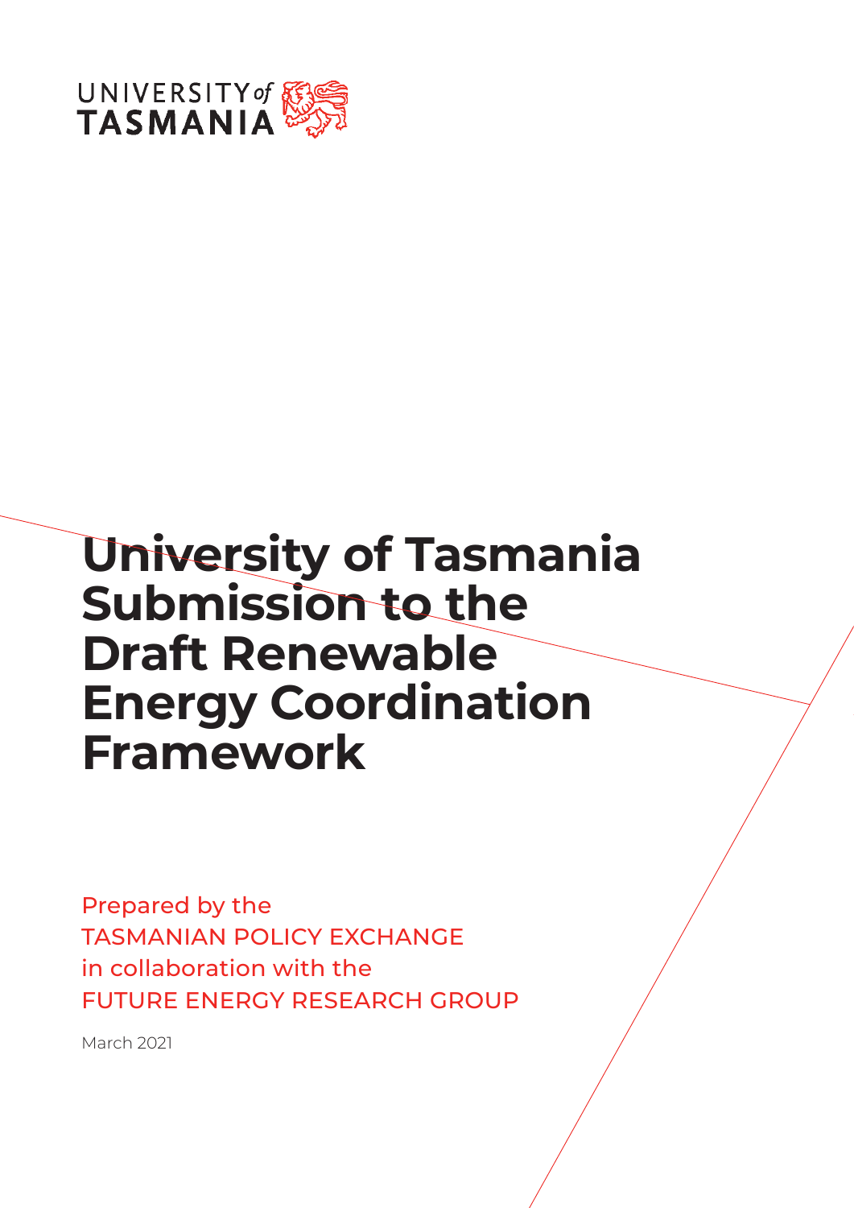UNIVERSITY of TASMANIA

# University of Tasmania Submission to the Draft Renewable Energy Coordination Framework

Prepared by the
TASMANIAN POLICY EXCHANGE
in collaboration with the
FUTURE ENERGY RESEARCH GROUP

March 2021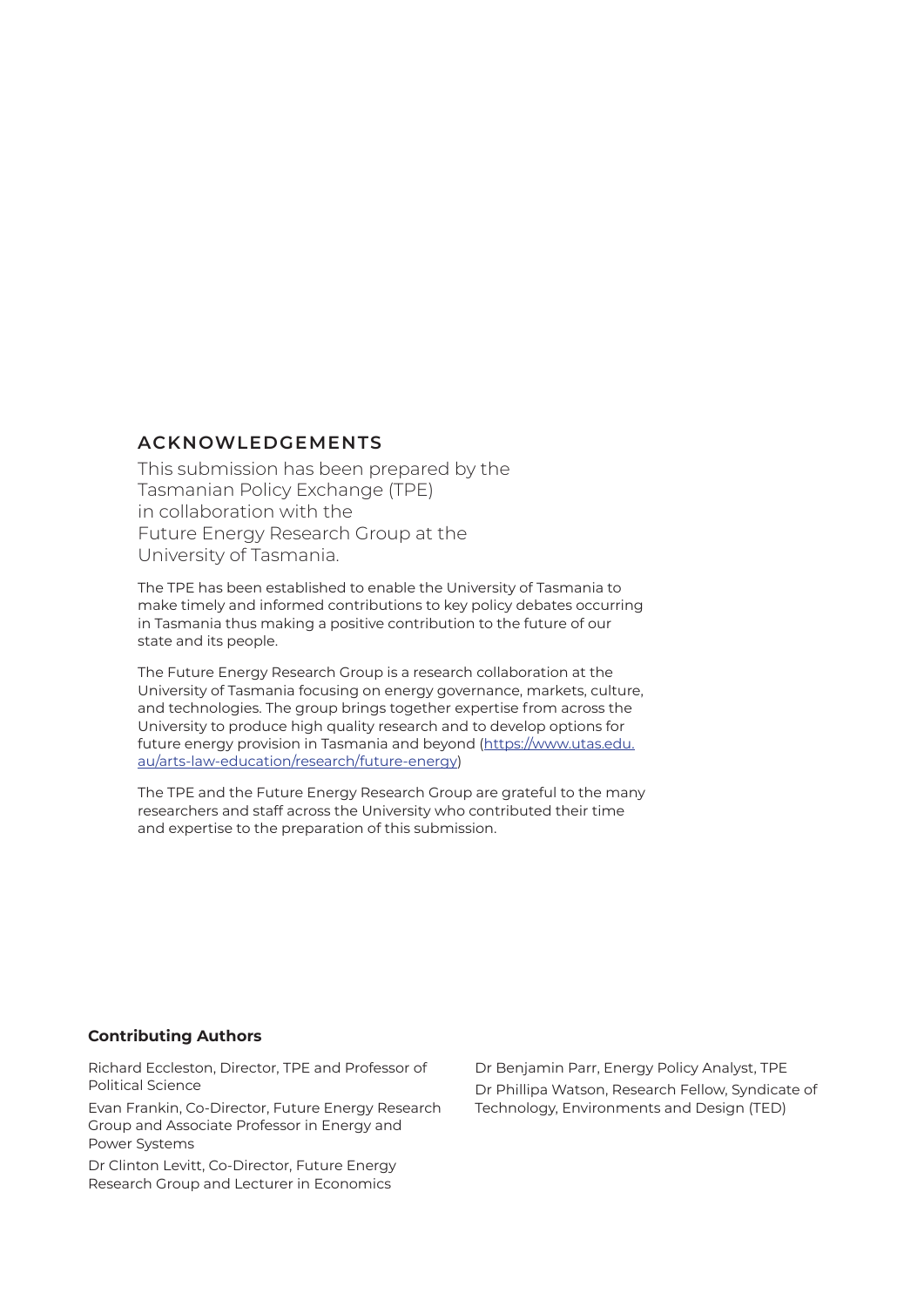## ACKNOWLEDGEMENTS

This submission has been prepared by the Tasmanian Policy Exchange (TPE) in collaboration with the Future Energy Research Group at the University of Tasmania.

The TPE has been established to enable the University of Tasmania to make timely and informed contributions to key policy debates occurring in Tasmania thus making a positive contribution to the future of our state and its people.

The Future Energy Research Group is a research collaboration at the University of Tasmania focusing on energy governance, markets, culture, and technologies. The group brings together expertise from across the University to produce high quality research and to develop options for future energy provision in Tasmania and beyond (https://www.utas.edu.au/arts-law-education/research/future-energy)

The TPE and the Future Energy Research Group are grateful to the many researchers and staff across the University who contributed their time and expertise to the preparation of this submission.

**Contributing Authors**

Richard Eccleston, Director, TPE and Professor of Political Science

Evan Frankin, Co-Director, Future Energy Research Group and Associate Professor in Energy and Power Systems

Dr Clinton Levitt, Co-Director, Future Energy Research Group and Lecturer in Economics

Dr Benjamin Parr, Energy Policy Analyst, TPE

Dr Phillipa Watson, Research Fellow, Syndicate of Technology, Environments and Design (TED)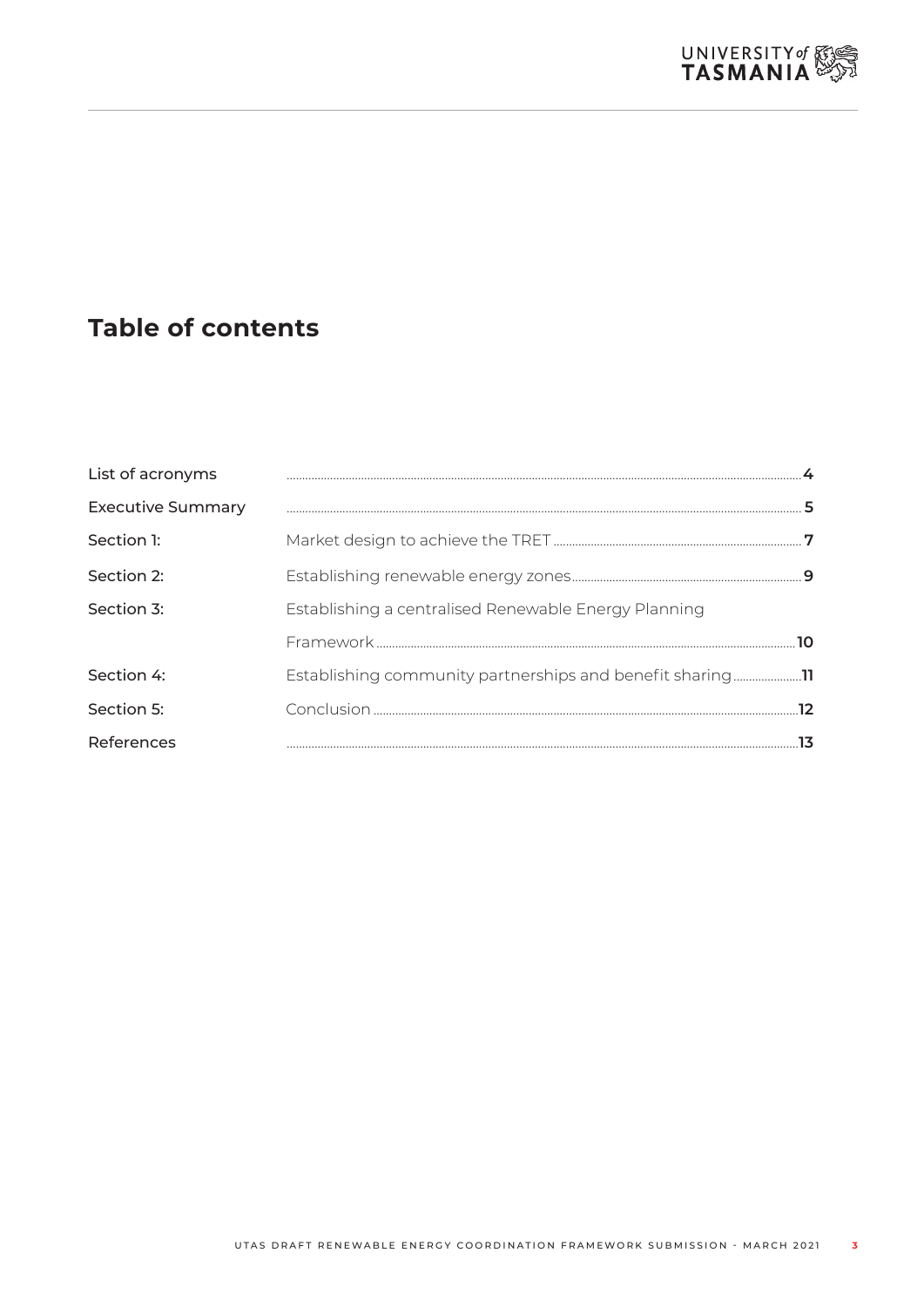## Table of contents

| | | |
|---|---|---|
| List of acronyms | | **4** |
| Executive Summary | | **5** |
| Section 1: | Market design to achieve the TRET | **7** |
| Section 2: | Establishing renewable energy zones | **9** |
| Section 3: | Establishing a centralised Renewable Energy Planning Framework | **10** |
| Section 4: | Establishing community partnerships and benefit sharing | **11** |
| Section 5: | Conclusion | **12** |
| References | | **13** |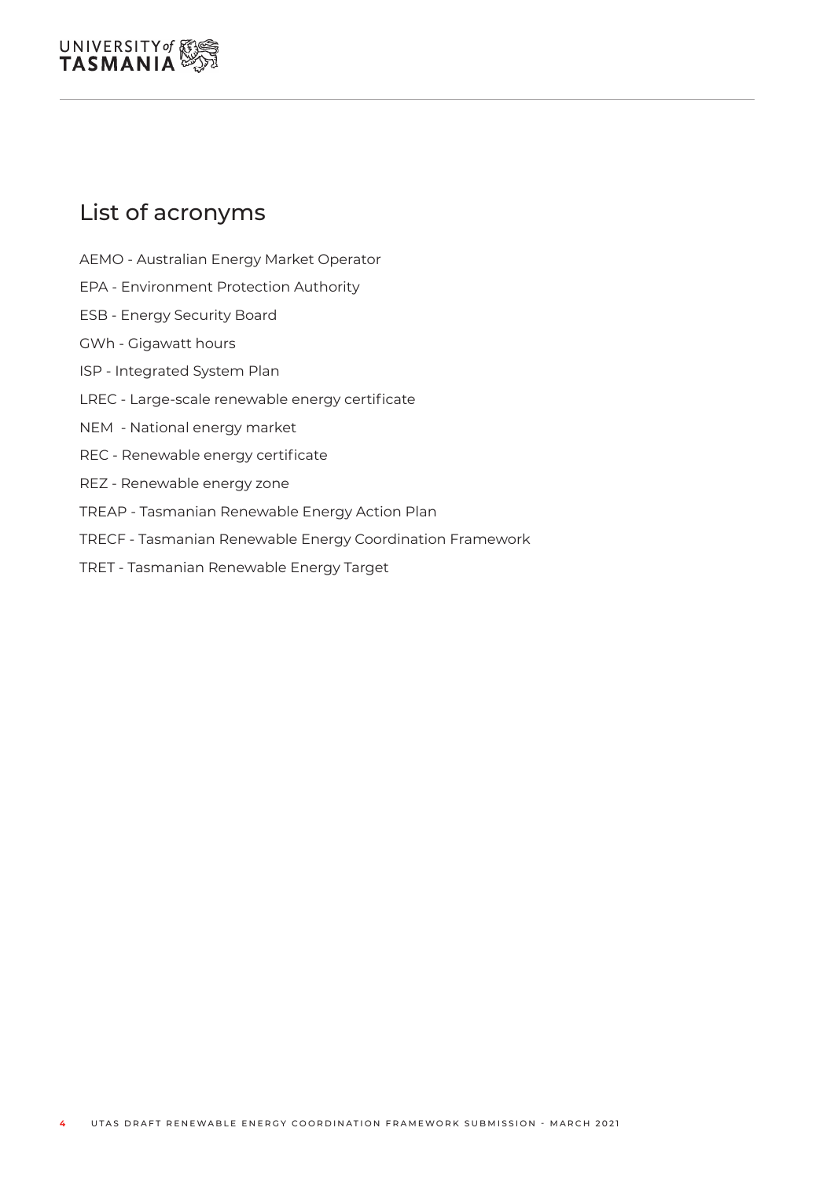## List of acronyms

AEMO - Australian Energy Market Operator

EPA - Environment Protection Authority

ESB - Energy Security Board

GWh - Gigawatt hours

ISP - Integrated System Plan

LREC - Large-scale renewable energy certificate

NEM - National energy market

REC - Renewable energy certificate

REZ - Renewable energy zone

TREAP - Tasmanian Renewable Energy Action Plan

TRECF - Tasmanian Renewable Energy Coordination Framework

TRET - Tasmanian Renewable Energy Target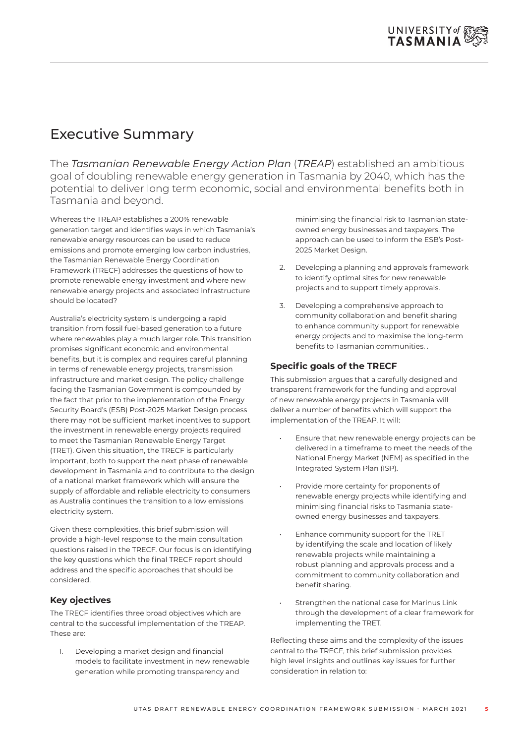# Executive Summary

The *Tasmanian Renewable Energy Action Plan* (*TREAP*) established an ambitious goal of doubling renewable energy generation in Tasmania by 2040, which has the potential to deliver long term economic, social and environmental benefits both in Tasmania and beyond.

Whereas the TREAP establishes a 200% renewable generation target and identifies ways in which Tasmania's renewable energy resources can be used to reduce emissions and promote emerging low carbon industries, the Tasmanian Renewable Energy Coordination Framework (TRECF) addresses the questions of how to promote renewable energy investment and where new renewable energy projects and associated infrastructure should be located?

Australia's electricity system is undergoing a rapid transition from fossil fuel-based generation to a future where renewables play a much larger role. This transition promises significant economic and environmental benefits, but it is complex and requires careful planning in terms of renewable energy projects, transmission infrastructure and market design. The policy challenge facing the Tasmanian Government is compounded by the fact that prior to the implementation of the Energy Security Board's (ESB) Post-2025 Market Design process there may not be sufficient market incentives to support the investment in renewable energy projects required to meet the Tasmanian Renewable Energy Target (TRET). Given this situation, the TRECF is particularly important, both to support the next phase of renewable development in Tasmania and to contribute to the design of a national market framework which will ensure the supply of affordable and reliable electricity to consumers as Australia continues the transition to a low emissions electricity system.

Given these complexities, this brief submission will provide a high-level response to the main consultation questions raised in the TRECF. Our focus is on identifying the key questions which the final TRECF report should address and the specific approaches that should be considered.

### Key ojectives

The TRECF identifies three broad objectives which are central to the successful implementation of the TREAP. These are:

1. Developing a market design and financial models to facilitate investment in new renewable generation while promoting transparency and minimising the financial risk to Tasmanian state-owned energy businesses and taxpayers. The approach can be used to inform the ESB's Post-2025 Market Design.
2. Developing a planning and approvals framework to identify optimal sites for new renewable projects and to support timely approvals.
3. Developing a comprehensive approach to community collaboration and benefit sharing to enhance community support for renewable energy projects and to maximise the long-term benefits to Tasmanian communities. .

### Specific goals of the TRECF

This submission argues that a carefully designed and transparent framework for the funding and approval of new renewable energy projects in Tasmania will deliver a number of benefits which will support the implementation of the TREAP. It will:

- Ensure that new renewable energy projects can be delivered in a timeframe to meet the needs of the National Energy Market (NEM) as specified in the Integrated System Plan (ISP).
- Provide more certainty for proponents of renewable energy projects while identifying and minimising financial risks to Tasmania state-owned energy businesses and taxpayers.
- Enhance community support for the TRET by identifying the scale and location of likely renewable projects while maintaining a robust planning and approvals process and a commitment to community collaboration and benefit sharing.
- Strengthen the national case for Marinus Link through the development of a clear framework for implementing the TRET.

Reflecting these aims and the complexity of the issues central to the TRECF, this brief submission provides high level insights and outlines key issues for further consideration in relation to: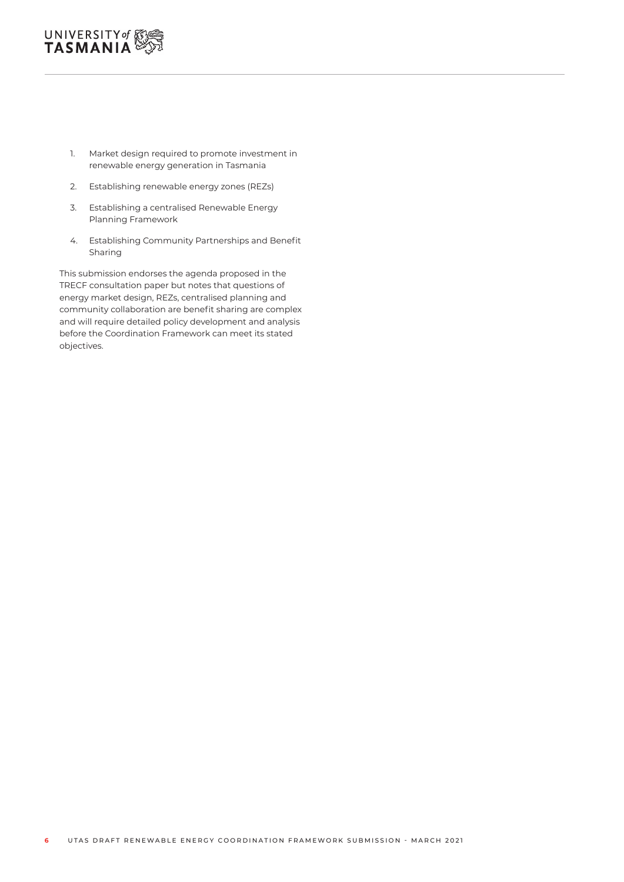1. Market design required to promote investment in renewable energy generation in Tasmania
2. Establishing renewable energy zones (REZs)
3. Establishing a centralised Renewable Energy Planning Framework
4. Establishing Community Partnerships and Benefit Sharing

This submission endorses the agenda proposed in the TRECF consultation paper but notes that questions of energy market design, REZs, centralised planning and community collaboration are benefit sharing are complex and will require detailed policy development and analysis before the Coordination Framework can meet its stated objectives.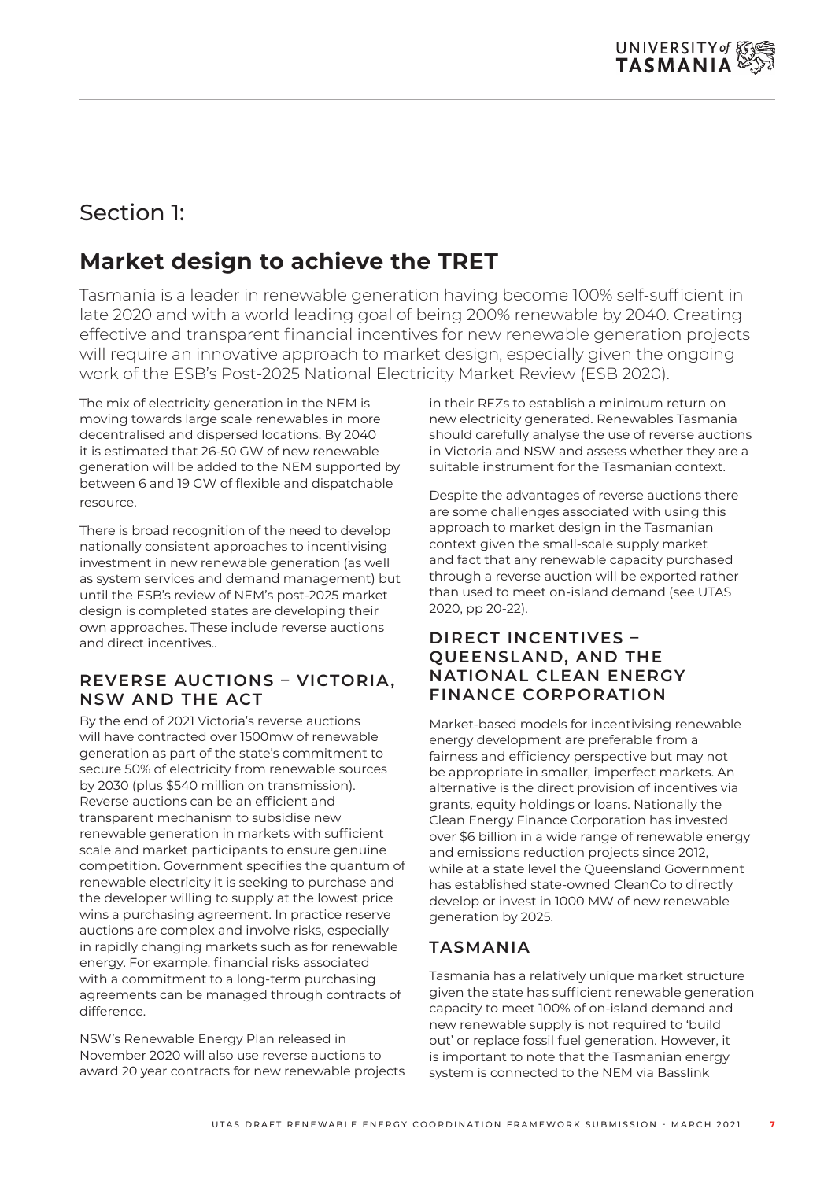# Section 1:

## Market design to achieve the TRET

Tasmania is a leader in renewable generation having become 100% self-sufficient in late 2020 and with a world leading goal of being 200% renewable by 2040. Creating effective and transparent financial incentives for new renewable generation projects will require an innovative approach to market design, especially given the ongoing work of the ESB's Post-2025 National Electricity Market Review (ESB 2020).

The mix of electricity generation in the NEM is moving towards large scale renewables in more decentralised and dispersed locations. By 2040 it is estimated that 26-50 GW of new renewable generation will be added to the NEM supported by between 6 and 19 GW of flexible and dispatchable resource.

There is broad recognition of the need to develop nationally consistent approaches to incentivising investment in new renewable generation (as well as system services and demand management) but until the ESB's review of NEM's post-2025 market design is completed states are developing their own approaches. These include reverse auctions and direct incentives..

### REVERSE AUCTIONS – VICTORIA, NSW AND THE ACT

By the end of 2021 Victoria's reverse auctions will have contracted over 1500mw of renewable generation as part of the state's commitment to secure 50% of electricity from renewable sources by 2030 (plus $540 million on transmission). Reverse auctions can be an efficient and transparent mechanism to subsidise new renewable generation in markets with sufficient scale and market participants to ensure genuine competition. Government specifies the quantum of renewable electricity it is seeking to purchase and the developer willing to supply at the lowest price wins a purchasing agreement. In practice reserve auctions are complex and involve risks, especially in rapidly changing markets such as for renewable energy. For example. financial risks associated with a commitment to a long-term purchasing agreements can be managed through contracts of difference.

NSW's Renewable Energy Plan released in November 2020 will also use reverse auctions to award 20 year contracts for new renewable projects in their REZs to establish a minimum return on new electricity generated. Renewables Tasmania should carefully analyse the use of reverse auctions in Victoria and NSW and assess whether they are a suitable instrument for the Tasmanian context.

Despite the advantages of reverse auctions there are some challenges associated with using this approach to market design in the Tasmanian context given the small-scale supply market and fact that any renewable capacity purchased through a reverse auction will be exported rather than used to meet on-island demand (see UTAS 2020, pp 20-22).

### DIRECT INCENTIVES – QUEENSLAND, AND THE NATIONAL CLEAN ENERGY FINANCE CORPORATION

Market-based models for incentivising renewable energy development are preferable from a fairness and efficiency perspective but may not be appropriate in smaller, imperfect markets. An alternative is the direct provision of incentives via grants, equity holdings or loans. Nationally the Clean Energy Finance Corporation has invested over $6 billion in a wide range of renewable energy and emissions reduction projects since 2012, while at a state level the Queensland Government has established state-owned CleanCo to directly develop or invest in 1000 MW of new renewable generation by 2025.

### TASMANIA

Tasmania has a relatively unique market structure given the state has sufficient renewable generation capacity to meet 100% of on-island demand and new renewable supply is not required to 'build out' or replace fossil fuel generation. However, it is important to note that the Tasmanian energy system is connected to the NEM via Basslink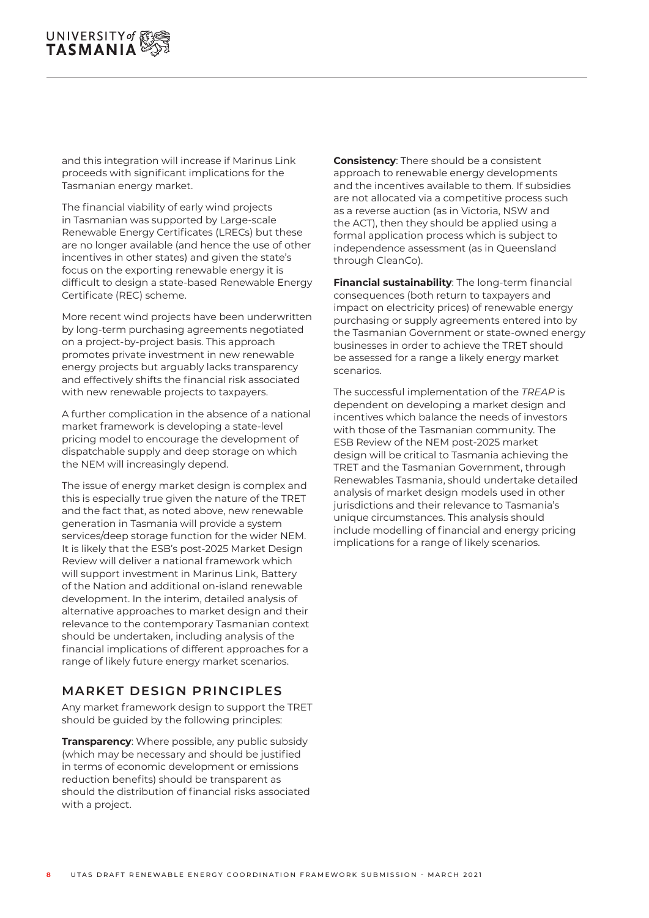and this integration will increase if Marinus Link proceeds with significant implications for the Tasmanian energy market.

The financial viability of early wind projects in Tasmanian was supported by Large-scale Renewable Energy Certificates (LRECs) but these are no longer available (and hence the use of other incentives in other states) and given the state's focus on the exporting renewable energy it is difficult to design a state-based Renewable Energy Certificate (REC) scheme.

More recent wind projects have been underwritten by long-term purchasing agreements negotiated on a project-by-project basis. This approach promotes private investment in new renewable energy projects but arguably lacks transparency and effectively shifts the financial risk associated with new renewable projects to taxpayers.

A further complication in the absence of a national market framework is developing a state-level pricing model to encourage the development of dispatchable supply and deep storage on which the NEM will increasingly depend.

The issue of energy market design is complex and this is especially true given the nature of the TRET and the fact that, as noted above, new renewable generation in Tasmania will provide a system services/deep storage function for the wider NEM. It is likely that the ESB's post-2025 Market Design Review will deliver a national framework which will support investment in Marinus Link, Battery of the Nation and additional on-island renewable development. In the interim, detailed analysis of alternative approaches to market design and their relevance to the contemporary Tasmanian context should be undertaken, including analysis of the financial implications of different approaches for a range of likely future energy market scenarios.

## MARKET DESIGN PRINCIPLES

Any market framework design to support the TRET should be guided by the following principles:

**Transparency**: Where possible, any public subsidy (which may be necessary and should be justified in terms of economic development or emissions reduction benefits) should be transparent as should the distribution of financial risks associated with a project.

**Consistency**: There should be a consistent approach to renewable energy developments and the incentives available to them. If subsidies are not allocated via a competitive process such as a reverse auction (as in Victoria, NSW and the ACT), then they should be applied using a formal application process which is subject to independence assessment (as in Queensland through CleanCo).

**Financial sustainability**: The long-term financial consequences (both return to taxpayers and impact on electricity prices) of renewable energy purchasing or supply agreements entered into by the Tasmanian Government or state-owned energy businesses in order to achieve the TRET should be assessed for a range a likely energy market scenarios.

The successful implementation of the *TREAP* is dependent on developing a market design and incentives which balance the needs of investors with those of the Tasmanian community. The ESB Review of the NEM post-2025 market design will be critical to Tasmania achieving the TRET and the Tasmanian Government, through Renewables Tasmania, should undertake detailed analysis of market design models used in other jurisdictions and their relevance to Tasmania's unique circumstances. This analysis should include modelling of financial and energy pricing implications for a range of likely scenarios.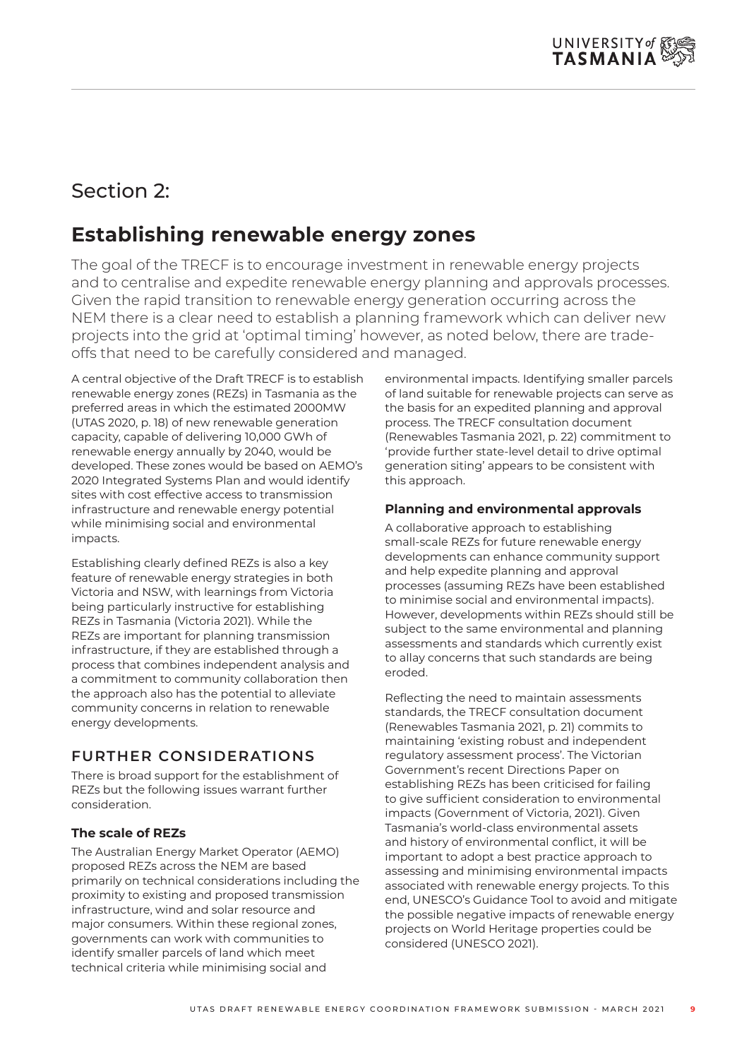Section 2:

# Establishing renewable energy zones

The goal of the TRECF is to encourage investment in renewable energy projects and to centralise and expedite renewable energy planning and approvals processes. Given the rapid transition to renewable energy generation occurring across the NEM there is a clear need to establish a planning framework which can deliver new projects into the grid at 'optimal timing' however, as noted below, there are trade-offs that need to be carefully considered and managed.

A central objective of the Draft TRECF is to establish renewable energy zones (REZs) in Tasmania as the preferred areas in which the estimated 2000MW (UTAS 2020, p. 18) of new renewable generation capacity, capable of delivering 10,000 GWh of renewable energy annually by 2040, would be developed. These zones would be based on AEMO's 2020 Integrated Systems Plan and would identify sites with cost effective access to transmission infrastructure and renewable energy potential while minimising social and environmental impacts.

Establishing clearly defined REZs is also a key feature of renewable energy strategies in both Victoria and NSW, with learnings from Victoria being particularly instructive for establishing REZs in Tasmania (Victoria 2021). While the REZs are important for planning transmission infrastructure, if they are established through a process that combines independent analysis and a commitment to community collaboration then the approach also has the potential to alleviate community concerns in relation to renewable energy developments.

## FURTHER CONSIDERATIONS

There is broad support for the establishment of REZs but the following issues warrant further consideration.

### The scale of REZs

The Australian Energy Market Operator (AEMO) proposed REZs across the NEM are based primarily on technical considerations including the proximity to existing and proposed transmission infrastructure, wind and solar resource and major consumers. Within these regional zones, governments can work with communities to identify smaller parcels of land which meet technical criteria while minimising social and environmental impacts. Identifying smaller parcels of land suitable for renewable projects can serve as the basis for an expedited planning and approval process. The TRECF consultation document (Renewables Tasmania 2021, p. 22) commitment to 'provide further state-level detail to drive optimal generation siting' appears to be consistent with this approach.

### Planning and environmental approvals

A collaborative approach to establishing small-scale REZs for future renewable energy developments can enhance community support and help expedite planning and approval processes (assuming REZs have been established to minimise social and environmental impacts). However, developments within REZs should still be subject to the same environmental and planning assessments and standards which currently exist to allay concerns that such standards are being eroded.

Reflecting the need to maintain assessments standards, the TRECF consultation document (Renewables Tasmania 2021, p. 21) commits to maintaining 'existing robust and independent regulatory assessment process'. The Victorian Government's recent Directions Paper on establishing REZs has been criticised for failing to give sufficient consideration to environmental impacts (Government of Victoria, 2021). Given Tasmania's world-class environmental assets and history of environmental conflict, it will be important to adopt a best practice approach to assessing and minimising environmental impacts associated with renewable energy projects. To this end, UNESCO's Guidance Tool to avoid and mitigate the possible negative impacts of renewable energy projects on World Heritage properties could be considered (UNESCO 2021).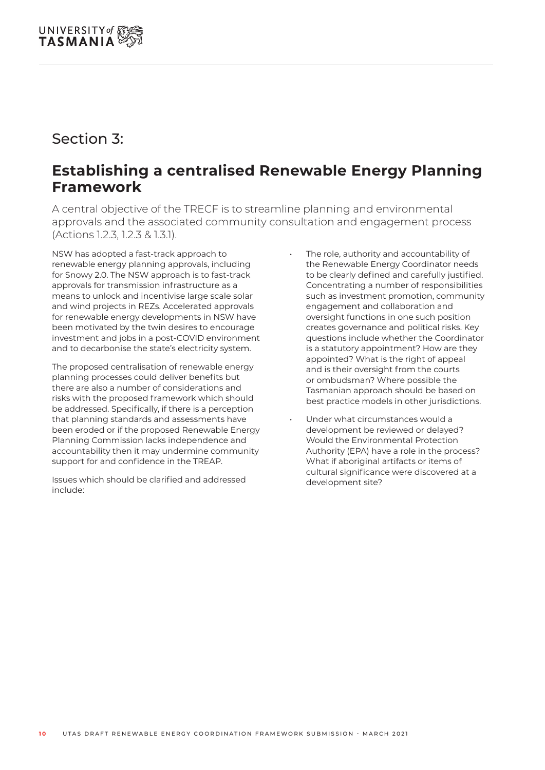## Section 3:

# Establishing a centralised Renewable Energy Planning Framework

A central objective of the TRECF is to streamline planning and environmental approvals and the associated community consultation and engagement process (Actions 1.2.3, 1.2.3 & 1.3.1).

NSW has adopted a fast-track approach to renewable energy planning approvals, including for Snowy 2.0. The NSW approach is to fast-track approvals for transmission infrastructure as a means to unlock and incentivise large scale solar and wind projects in REZs. Accelerated approvals for renewable energy developments in NSW have been motivated by the twin desires to encourage investment and jobs in a post-COVID environment and to decarbonise the state's electricity system.

The proposed centralisation of renewable energy planning processes could deliver benefits but there are also a number of considerations and risks with the proposed framework which should be addressed. Specifically, if there is a perception that planning standards and assessments have been eroded or if the proposed Renewable Energy Planning Commission lacks independence and accountability then it may undermine community support for and confidence in the TREAP.

Issues which should be clarified and addressed include:

- The role, authority and accountability of the Renewable Energy Coordinator needs to be clearly defined and carefully justified. Concentrating a number of responsibilities such as investment promotion, community engagement and collaboration and oversight functions in one such position creates governance and political risks. Key questions include whether the Coordinator is a statutory appointment? How are they appointed? What is the right of appeal and is their oversight from the courts or ombudsman? Where possible the Tasmanian approach should be based on best practice models in other jurisdictions.
- Under what circumstances would a development be reviewed or delayed? Would the Environmental Protection Authority (EPA) have a role in the process? What if aboriginal artifacts or items of cultural significance were discovered at a development site?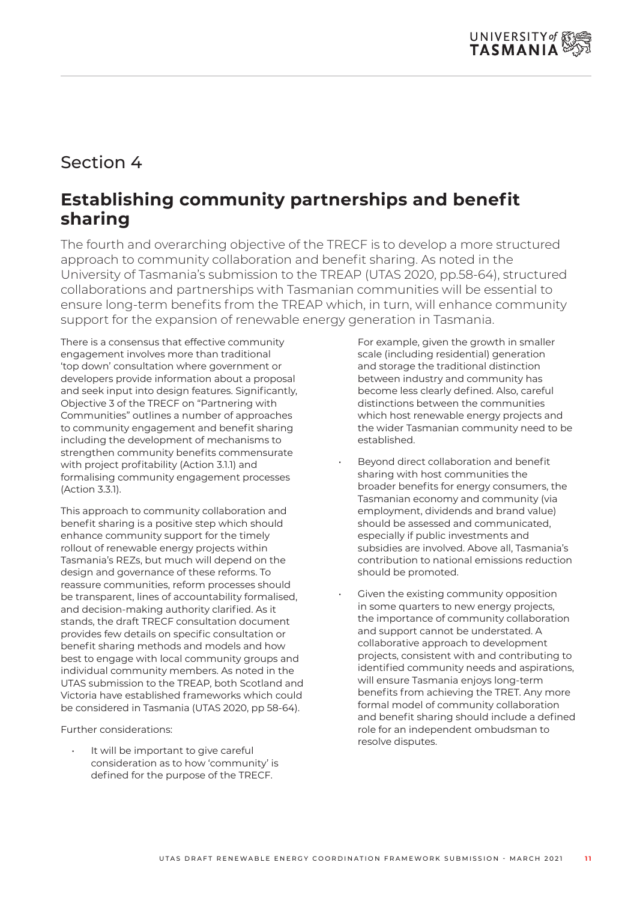# Section 4

## Establishing community partnerships and benefit sharing

The fourth and overarching objective of the TRECF is to develop a more structured approach to community collaboration and benefit sharing. As noted in the University of Tasmania's submission to the TREAP (UTAS 2020, pp.58-64), structured collaborations and partnerships with Tasmanian communities will be essential to ensure long-term benefits from the TREAP which, in turn, will enhance community support for the expansion of renewable energy generation in Tasmania.

There is a consensus that effective community engagement involves more than traditional 'top down' consultation where government or developers provide information about a proposal and seek input into design features. Significantly, Objective 3 of the TRECF on "Partnering with Communities" outlines a number of approaches to community engagement and benefit sharing including the development of mechanisms to strengthen community benefits commensurate with project profitability (Action 3.1.1) and formalising community engagement processes (Action 3.3.1).

This approach to community collaboration and benefit sharing is a positive step which should enhance community support for the timely rollout of renewable energy projects within Tasmania's REZs, but much will depend on the design and governance of these reforms. To reassure communities, reform processes should be transparent, lines of accountability formalised, and decision-making authority clarified. As it stands, the draft TRECF consultation document provides few details on specific consultation or benefit sharing methods and models and how best to engage with local community groups and individual community members. As noted in the UTAS submission to the TREAP, both Scotland and Victoria have established frameworks which could be considered in Tasmania (UTAS 2020, pp 58-64).

Further considerations:

- It will be important to give careful consideration as to how 'community' is defined for the purpose of the TRECF. For example, given the growth in smaller scale (including residential) generation and storage the traditional distinction between industry and community has become less clearly defined. Also, careful distinctions between the communities which host renewable energy projects and the wider Tasmanian community need to be established.
- Beyond direct collaboration and benefit sharing with host communities the broader benefits for energy consumers, the Tasmanian economy and community (via employment, dividends and brand value) should be assessed and communicated, especially if public investments and subsidies are involved. Above all, Tasmania's contribution to national emissions reduction should be promoted.
- Given the existing community opposition in some quarters to new energy projects, the importance of community collaboration and support cannot be understated. A collaborative approach to development projects, consistent with and contributing to identified community needs and aspirations, will ensure Tasmania enjoys long-term benefits from achieving the TRET. Any more formal model of community collaboration and benefit sharing should include a defined role for an independent ombudsman to resolve disputes.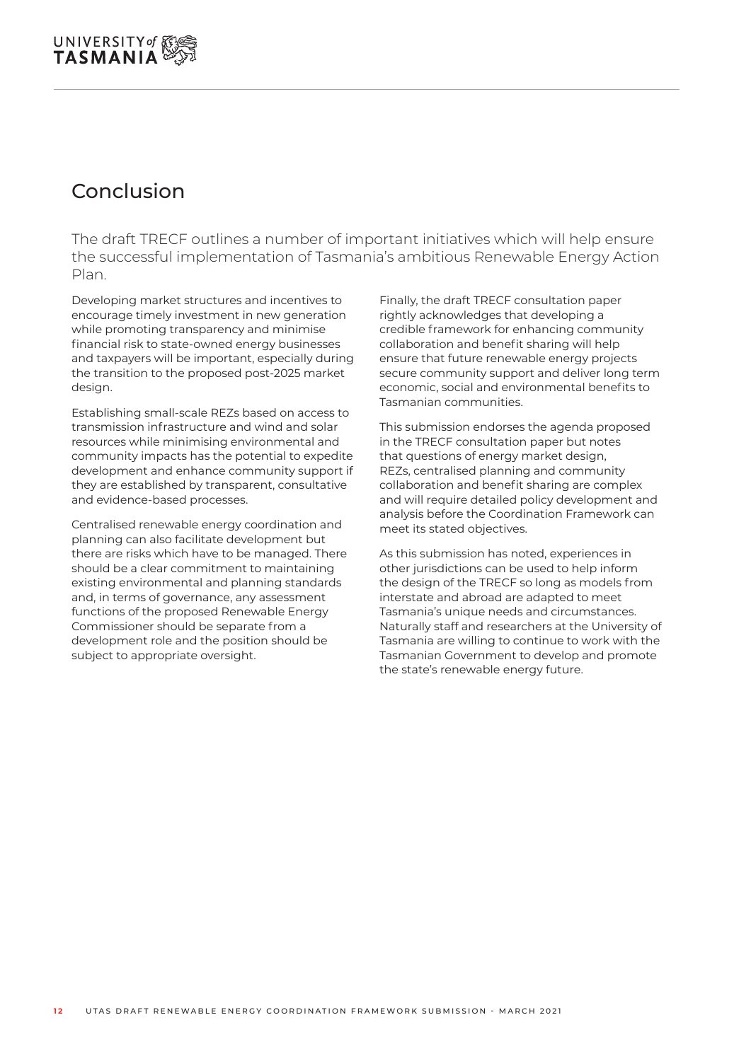# Conclusion

The draft TRECF outlines a number of important initiatives which will help ensure the successful implementation of Tasmania's ambitious Renewable Energy Action Plan.

Developing market structures and incentives to encourage timely investment in new generation while promoting transparency and minimise financial risk to state-owned energy businesses and taxpayers will be important, especially during the transition to the proposed post-2025 market design.

Establishing small-scale REZs based on access to transmission infrastructure and wind and solar resources while minimising environmental and community impacts has the potential to expedite development and enhance community support if they are established by transparent, consultative and evidence-based processes.

Centralised renewable energy coordination and planning can also facilitate development but there are risks which have to be managed. There should be a clear commitment to maintaining existing environmental and planning standards and, in terms of governance, any assessment functions of the proposed Renewable Energy Commissioner should be separate from a development role and the position should be subject to appropriate oversight.

Finally, the draft TRECF consultation paper rightly acknowledges that developing a credible framework for enhancing community collaboration and benefit sharing will help ensure that future renewable energy projects secure community support and deliver long term economic, social and environmental benefits to Tasmanian communities.

This submission endorses the agenda proposed in the TRECF consultation paper but notes that questions of energy market design, REZs, centralised planning and community collaboration and benefit sharing are complex and will require detailed policy development and analysis before the Coordination Framework can meet its stated objectives.

As this submission has noted, experiences in other jurisdictions can be used to help inform the design of the TRECF so long as models from interstate and abroad are adapted to meet Tasmania's unique needs and circumstances. Naturally staff and researchers at the University of Tasmania are willing to continue to work with the Tasmanian Government to develop and promote the state's renewable energy future.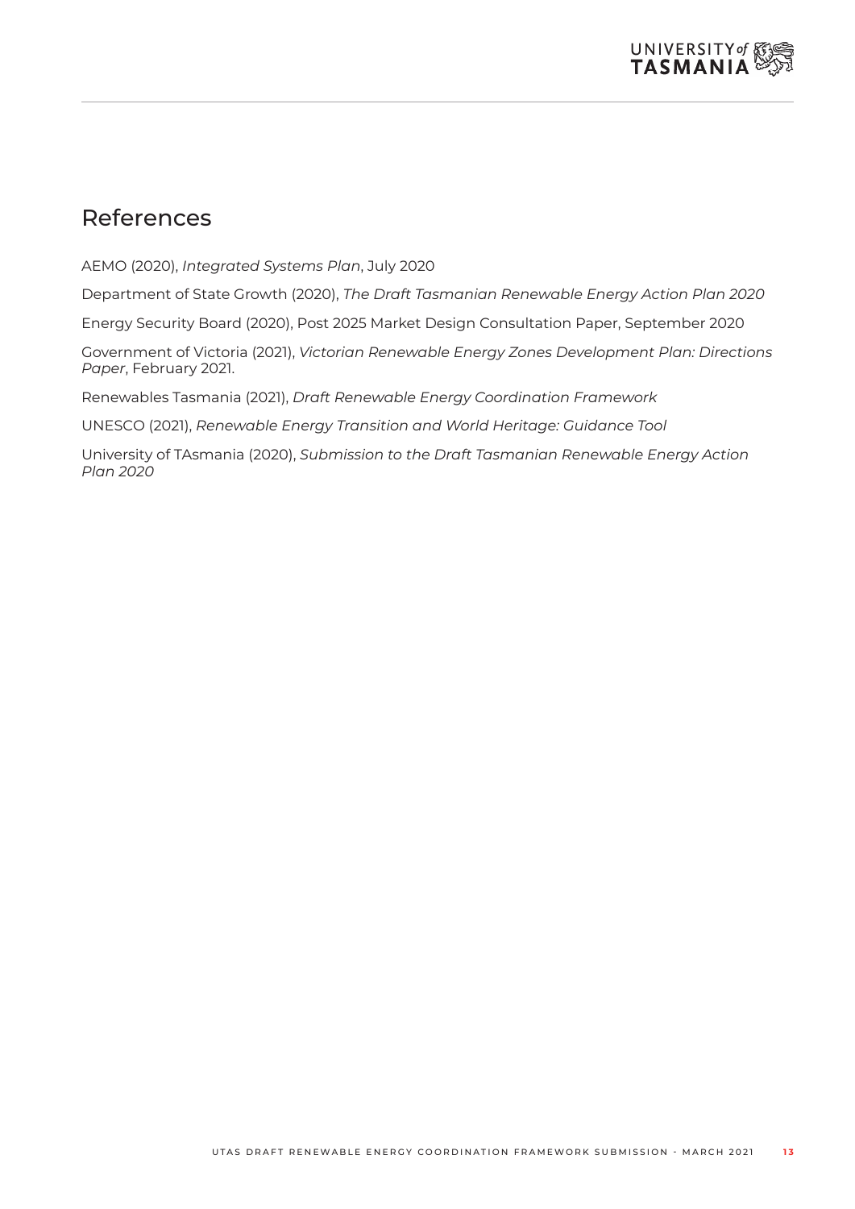## References

AEMO (2020), *Integrated Systems Plan*, July 2020

Department of State Growth (2020), *The Draft Tasmanian Renewable Energy Action Plan 2020*

Energy Security Board (2020), Post 2025 Market Design Consultation Paper, September 2020

Government of Victoria (2021), *Victorian Renewable Energy Zones Development Plan: Directions Paper*, February 2021.

Renewables Tasmania (2021), *Draft Renewable Energy Coordination Framework*

UNESCO (2021), *Renewable Energy Transition and World Heritage: Guidance Tool*

University of TAsmania (2020), *Submission to the Draft Tasmanian Renewable Energy Action Plan 2020*